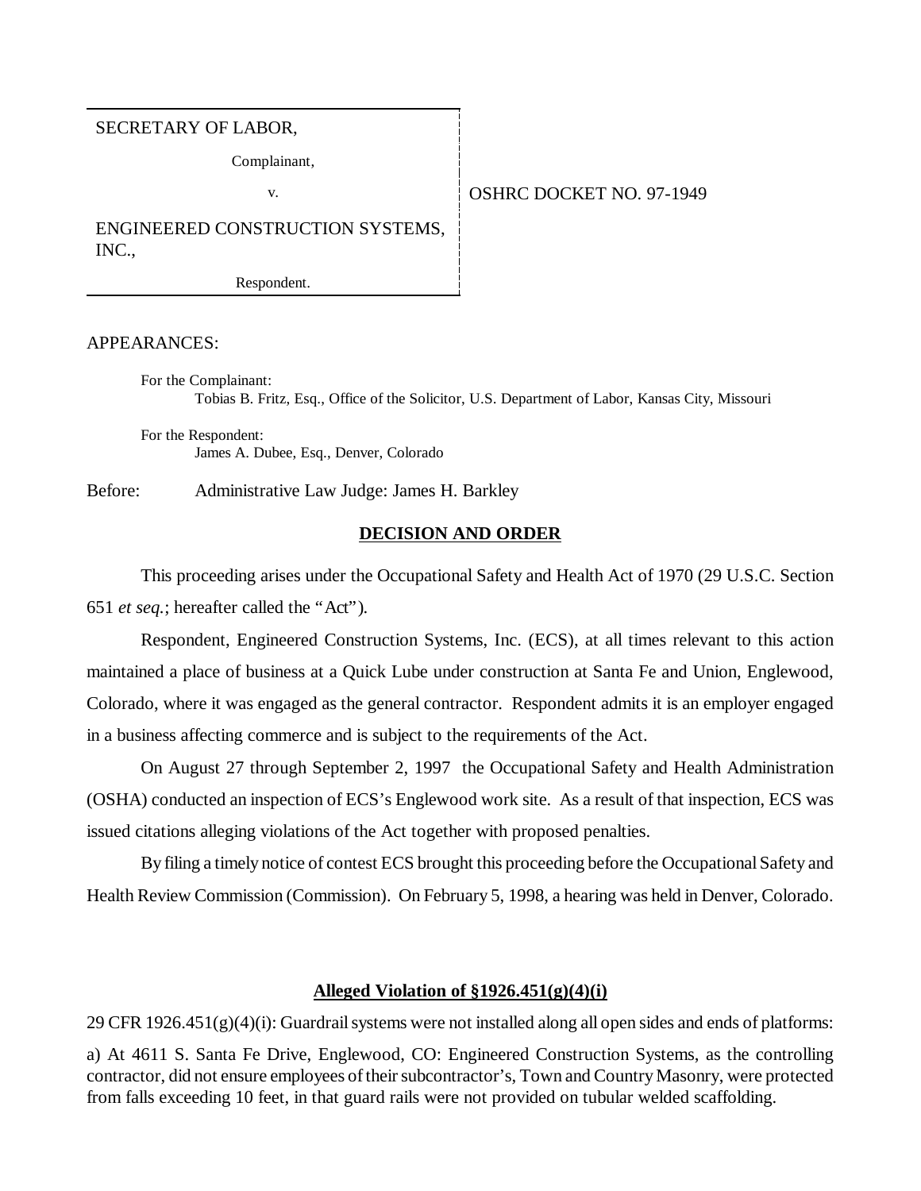SECRETARY OF LABOR,

Complainant,

v.

ENGINEERED CONSTRUCTION SYSTEMS, INC.,

Respondent.

OSHRC DOCKET NO. 97-1949

APPEARANCES:

For the Complainant:
Tobias B. Fritz, Esq., Office of the Solicitor, U.S. Department of Labor, Kansas City, Missouri

For the Respondent:
James A. Dubee, Esq., Denver, Colorado

Before: Administrative Law Judge: James H. Barkley

## **DECISION AND ORDER**

This proceeding arises under the Occupational Safety and Health Act of 1970 (29 U.S.C. Section 651 *et seq.*; hereafter called the "Act").

Respondent, Engineered Construction Systems, Inc. (ECS), at all times relevant to this action maintained a place of business at a Quick Lube under construction at Santa Fe and Union, Englewood, Colorado, where it was engaged as the general contractor. Respondent admits it is an employer engaged in a business affecting commerce and is subject to the requirements of the Act.

On August 27 through September 2, 1997 the Occupational Safety and Health Administration (OSHA) conducted an inspection of ECS's Englewood work site. As a result of that inspection, ECS was issued citations alleging violations of the Act together with proposed penalties.

By filing a timely notice of contest ECS brought this proceeding before the Occupational Safety and Health Review Commission (Commission). On February 5, 1998, a hearing was held in Denver, Colorado.

### **Alleged Violation of §1926.451(g)(4)(i)**

29 CFR 1926.451(g)(4)(i): Guardrail systems were not installed along all open sides and ends of platforms:

a) At 4611 S. Santa Fe Drive, Englewood, CO: Engineered Construction Systems, as the controlling contractor, did not ensure employees of their subcontractor's, Town and Country Masonry, were protected from falls exceeding 10 feet, in that guard rails were not provided on tubular welded scaffolding.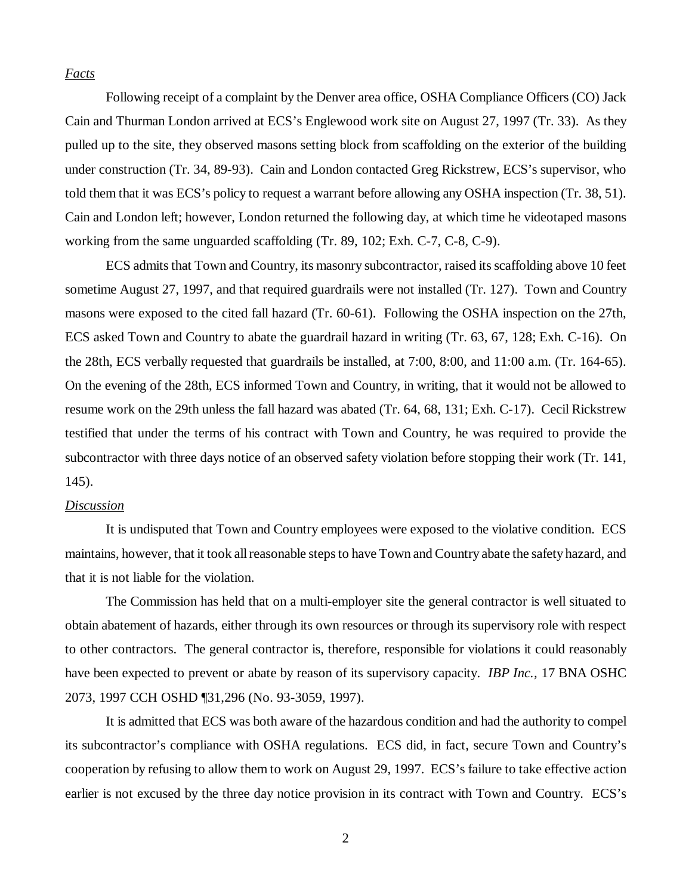*Facts*

Following receipt of a complaint by the Denver area office, OSHA Compliance Officers (CO) Jack Cain and Thurman London arrived at ECS's Englewood work site on August 27, 1997 (Tr. 33). As they pulled up to the site, they observed masons setting block from scaffolding on the exterior of the building under construction (Tr. 34, 89-93). Cain and London contacted Greg Rickstrew, ECS's supervisor, who told them that it was ECS's policy to request a warrant before allowing any OSHA inspection (Tr. 38, 51). Cain and London left; however, London returned the following day, at which time he videotaped masons working from the same unguarded scaffolding (Tr. 89, 102; Exh. C-7, C-8, C-9).

ECS admits that Town and Country, its masonry subcontractor, raised its scaffolding above 10 feet sometime August 27, 1997, and that required guardrails were not installed (Tr. 127). Town and Country masons were exposed to the cited fall hazard (Tr. 60-61). Following the OSHA inspection on the 27th, ECS asked Town and Country to abate the guardrail hazard in writing (Tr. 63, 67, 128; Exh. C-16). On the 28th, ECS verbally requested that guardrails be installed, at 7:00, 8:00, and 11:00 a.m. (Tr. 164-65). On the evening of the 28th, ECS informed Town and Country, in writing, that it would not be allowed to resume work on the 29th unless the fall hazard was abated (Tr. 64, 68, 131; Exh. C-17). Cecil Rickstrew testified that under the terms of his contract with Town and Country, he was required to provide the subcontractor with three days notice of an observed safety violation before stopping their work (Tr. 141, 145).

*Discussion*

It is undisputed that Town and Country employees were exposed to the violative condition. ECS maintains, however, that it took all reasonable steps to have Town and Country abate the safety hazard, and that it is not liable for the violation.

The Commission has held that on a multi-employer site the general contractor is well situated to obtain abatement of hazards, either through its own resources or through its supervisory role with respect to other contractors. The general contractor is, therefore, responsible for violations it could reasonably have been expected to prevent or abate by reason of its supervisory capacity. *IBP Inc.,* 17 BNA OSHC 2073, 1997 CCH OSHD ¶31,296 (No. 93-3059, 1997).

It is admitted that ECS was both aware of the hazardous condition and had the authority to compel its subcontractor's compliance with OSHA regulations. ECS did, in fact, secure Town and Country's cooperation by refusing to allow them to work on August 29, 1997. ECS's failure to take effective action earlier is not excused by the three day notice provision in its contract with Town and Country. ECS's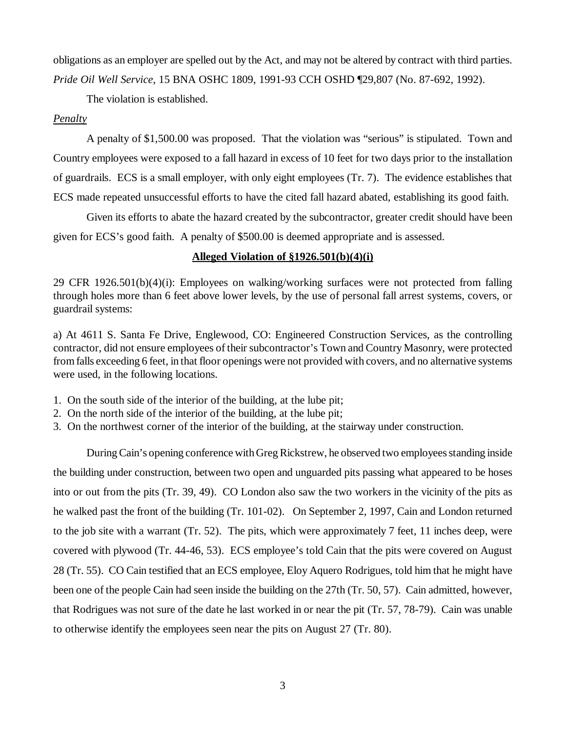obligations as an employer are spelled out by the Act, and may not be altered by contract with third parties. *Pride Oil Well Service*, 15 BNA OSHC 1809, 1991-93 CCH OSHD ¶29,807 (No. 87-692, 1992).

The violation is established.

*Penalty*

A penalty of $1,500.00 was proposed. That the violation was "serious" is stipulated. Town and Country employees were exposed to a fall hazard in excess of 10 feet for two days prior to the installation of guardrails. ECS is a small employer, with only eight employees (Tr. 7). The evidence establishes that ECS made repeated unsuccessful efforts to have the cited fall hazard abated, establishing its good faith.

Given its efforts to abate the hazard created by the subcontractor, greater credit should have been given for ECS's good faith. A penalty of $500.00 is deemed appropriate and is assessed.

**Alleged Violation of §1926.501(b)(4)(i)**

29 CFR 1926.501(b)(4)(i): Employees on walking/working surfaces were not protected from falling through holes more than 6 feet above lower levels, by the use of personal fall arrest systems, covers, or guardrail systems:

a) At 4611 S. Santa Fe Drive, Englewood, CO: Engineered Construction Services, as the controlling contractor, did not ensure employees of their subcontractor's Town and Country Masonry, were protected from falls exceeding 6 feet, in that floor openings were not provided with covers, and no alternative systems were used, in the following locations.

1. On the south side of the interior of the building, at the lube pit;
2. On the north side of the interior of the building, at the lube pit;
3. On the northwest corner of the interior of the building, at the stairway under construction.

During Cain's opening conference with Greg Rickstrew, he observed two employees standing inside the building under construction, between two open and unguarded pits passing what appeared to be hoses into or out from the pits (Tr. 39, 49). CO London also saw the two workers in the vicinity of the pits as he walked past the front of the building (Tr. 101-02). On September 2, 1997, Cain and London returned to the job site with a warrant (Tr. 52). The pits, which were approximately 7 feet, 11 inches deep, were covered with plywood (Tr. 44-46, 53). ECS employee's told Cain that the pits were covered on August 28 (Tr. 55). CO Cain testified that an ECS employee, Eloy Aquero Rodrigues, told him that he might have been one of the people Cain had seen inside the building on the 27th (Tr. 50, 57). Cain admitted, however, that Rodrigues was not sure of the date he last worked in or near the pit (Tr. 57, 78-79). Cain was unable to otherwise identify the employees seen near the pits on August 27 (Tr. 80).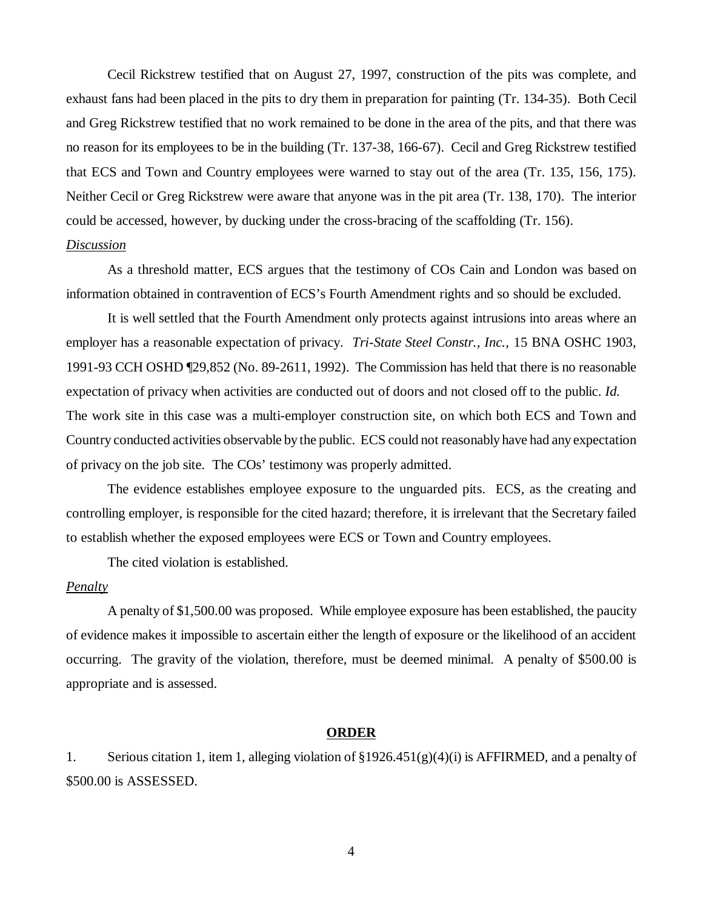Cecil Rickstrew testified that on August 27, 1997, construction of the pits was complete, and exhaust fans had been placed in the pits to dry them in preparation for painting (Tr. 134-35). Both Cecil and Greg Rickstrew testified that no work remained to be done in the area of the pits, and that there was no reason for its employees to be in the building (Tr. 137-38, 166-67). Cecil and Greg Rickstrew testified that ECS and Town and Country employees were warned to stay out of the area (Tr. 135, 156, 175). Neither Cecil or Greg Rickstrew were aware that anyone was in the pit area (Tr. 138, 170). The interior could be accessed, however, by ducking under the cross-bracing of the scaffolding (Tr. 156).

*Discussion*

As a threshold matter, ECS argues that the testimony of COs Cain and London was based on information obtained in contravention of ECS's Fourth Amendment rights and so should be excluded.

It is well settled that the Fourth Amendment only protects against intrusions into areas where an employer has a reasonable expectation of privacy. *Tri-State Steel Constr., Inc.*, 15 BNA OSHC 1903, 1991-93 CCH OSHD ¶29,852 (No. 89-2611, 1992). The Commission has held that there is no reasonable expectation of privacy when activities are conducted out of doors and not closed off to the public. *Id.* The work site in this case was a multi-employer construction site, on which both ECS and Town and Country conducted activities observable by the public. ECS could not reasonably have had any expectation of privacy on the job site. The COs' testimony was properly admitted.

The evidence establishes employee exposure to the unguarded pits. ECS, as the creating and controlling employer, is responsible for the cited hazard; therefore, it is irrelevant that the Secretary failed to establish whether the exposed employees were ECS or Town and Country employees.

The cited violation is established.

*Penalty*

A penalty of $1,500.00 was proposed. While employee exposure has been established, the paucity of evidence makes it impossible to ascertain either the length of exposure or the likelihood of an accident occurring. The gravity of the violation, therefore, must be deemed minimal. A penalty of $500.00 is appropriate and is assessed.

**ORDER**

1. Serious citation 1, item 1, alleging violation of §1926.451(g)(4)(i) is AFFIRMED, and a penalty of $500.00 is ASSESSED.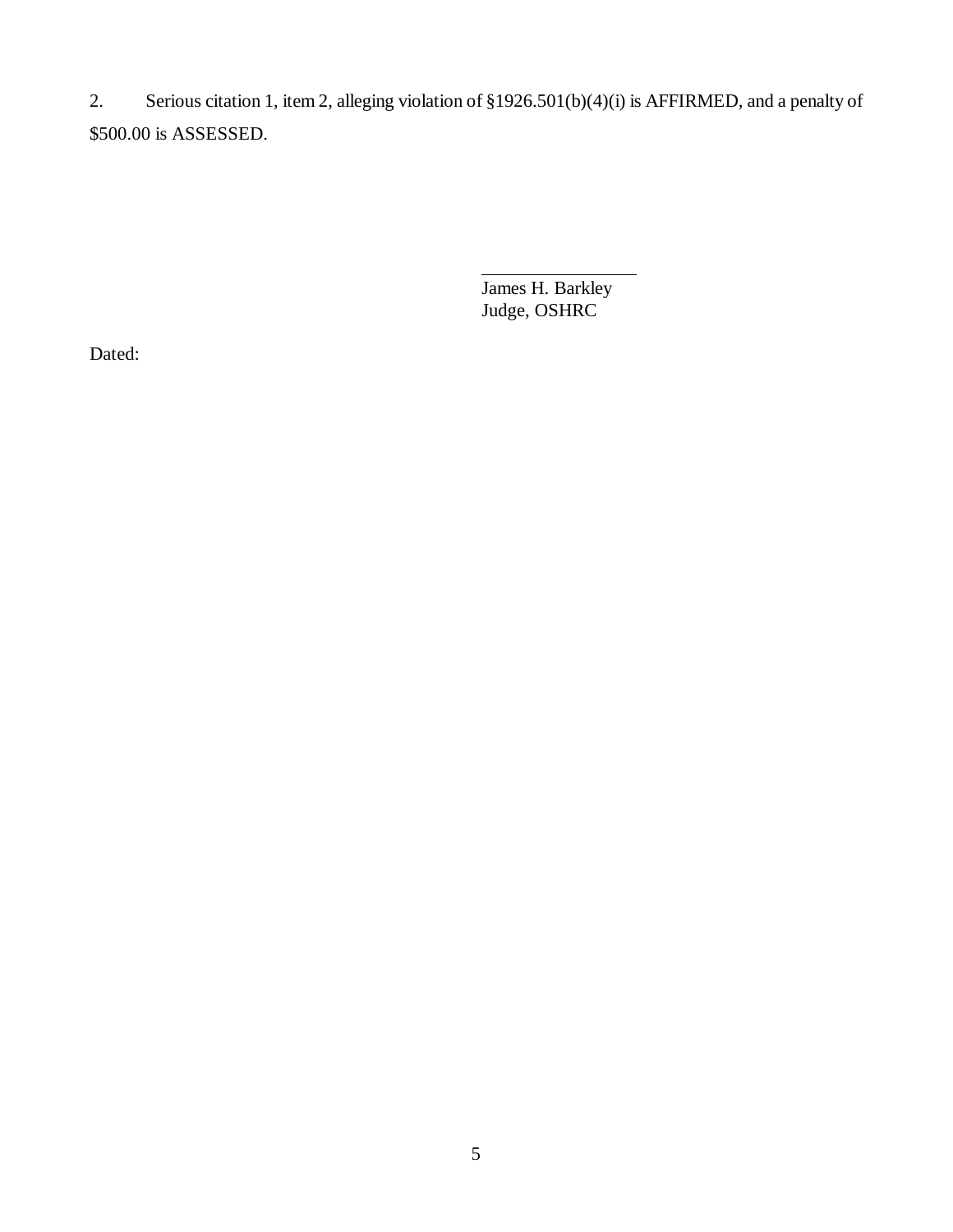2. Serious citation 1, item 2, alleging violation of §1926.501(b)(4)(i) is AFFIRMED, and a penalty of $500.00 is ASSESSED.

James H. Barkley
Judge, OSHRC

Dated: